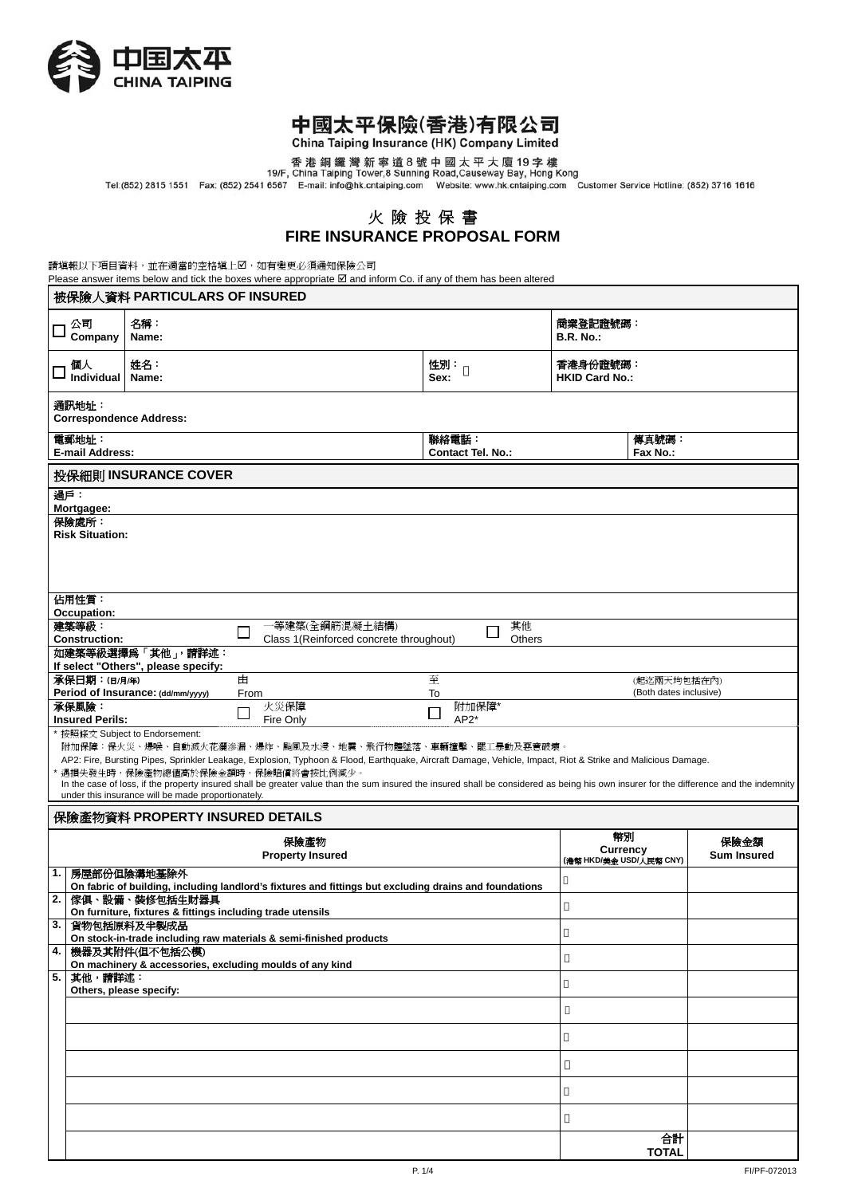中国太平 CHINA TAIPING

# 中國太平保險(香港)有限公司
China Taiping Insurance (HK) Company Limited

香港銅鑼灣新寧道8號中國太平大廈19字樓
19/F, China Taiping Tower,8 Sunning Road,Causeway Bay, Hong Kong
Tel:(852) 2815 1551 Fax: (852) 2541 6567 E-mail: info@hk.cntaiping.com Website: www.hk.cntaiping.com Customer Service Hotline: (852) 3716 1616

## 火險投保書
## FIRE INSURANCE PROPOSAL FORM

請填報以下項目資料，並在適當的空格填上☑，如有變更必須通知保險公司
Please answer items below and tick the boxes where appropriate ☑ and inform Co. if any of them has been altered

### 被保險人資料 PARTICULARS OF INSURED

| | | | |
|---|---|---|---|
| ☐ 公司 Company | 名稱：Name: | | 商業登記證號碼：B.R. No.: |
| ☐ 個人 Individual | 姓名：Name: | 性別：Sex: | 香港身份證號碼：HKID Card No.: |
| 通訊地址：Correspondence Address: | | | |
| 電郵地址：E-mail Address: | | 聯絡電話：Contact Tel. No.: | 傳真號碼：Fax No.: |

### 投保細則 INSURANCE COVER

按戶：Mortgagee:

保險處所：Risk Situation:

佔用性質：Occupation:

建築等級：Construction: ☐ 一等建築(全鋼筋混凝土結構) Class 1(Reinforced concrete throughout) ☐ 其他 Others

如建築等級選擇爲「其他」，請詳述：If select "Others", please specify:

承保日期：(日/月/年) Period of Insurance: (dd/mm/yyyy) 由 From 至 To (起迄兩天均包括在內) (Both dates inclusive)

承保風險：Insured Perils: ☐ 火災保障 Fire Only ☐ 附加保障* AP2*

\* 按照條文 Subject to Endorsement:
附加保障：保火災、爆喉、自動滅火花灑滲漏、爆炸、颱風及水浸、地震、飛行物體墜落、車輛撞擊、罷工暴動及惡意破壞。
AP2: Fire, Bursting Pipes, Sprinkler Leakage, Explosion, Typhoon & Flood, Earthquake, Aircraft Damage, Vehicle, Impact, Riot & Strike and Malicious Damage.
\* 遇損失發生時，保險產物總值高於保險金額時，保險賠償將會按比例減少。
In the case of loss, if the property insured shall be greater value than the sum insured the insured shall be considered as being his own insurer for the difference and the indemnity under this insurance will be made proportionately.

### 保險產物資料 PROPERTY INSURED DETAILS

| | 保險產物 Property Insured | 幣別 Currency (港幣 HKD/美金 USD/人民幣 CNY) | 保險金額 Sum Insured |
|---|---|---|---|
| 1. | 房屋部份但除溝地基除外 On fabric of building, including landlord's fixtures and fittings but excluding drains and foundations | | |
| 2. | 傢俱、設備、裝修包括生財器具 On furniture, fixtures & fittings including trade utensils | | |
| 3. | 貨物包括原料及半製成品 On stock-in-trade including raw materials & semi-finished products | | |
| 4. | 機器及其附件(但不包括公模) On machinery & accessories, excluding moulds of any kind | | |
| 5. | 其他，請詳述：Others, please specify: | | |
| | | | |
| | | | |
| | | | |
| | | | |
| | | | |
| | | 合計 TOTAL | |

FI/PF-072013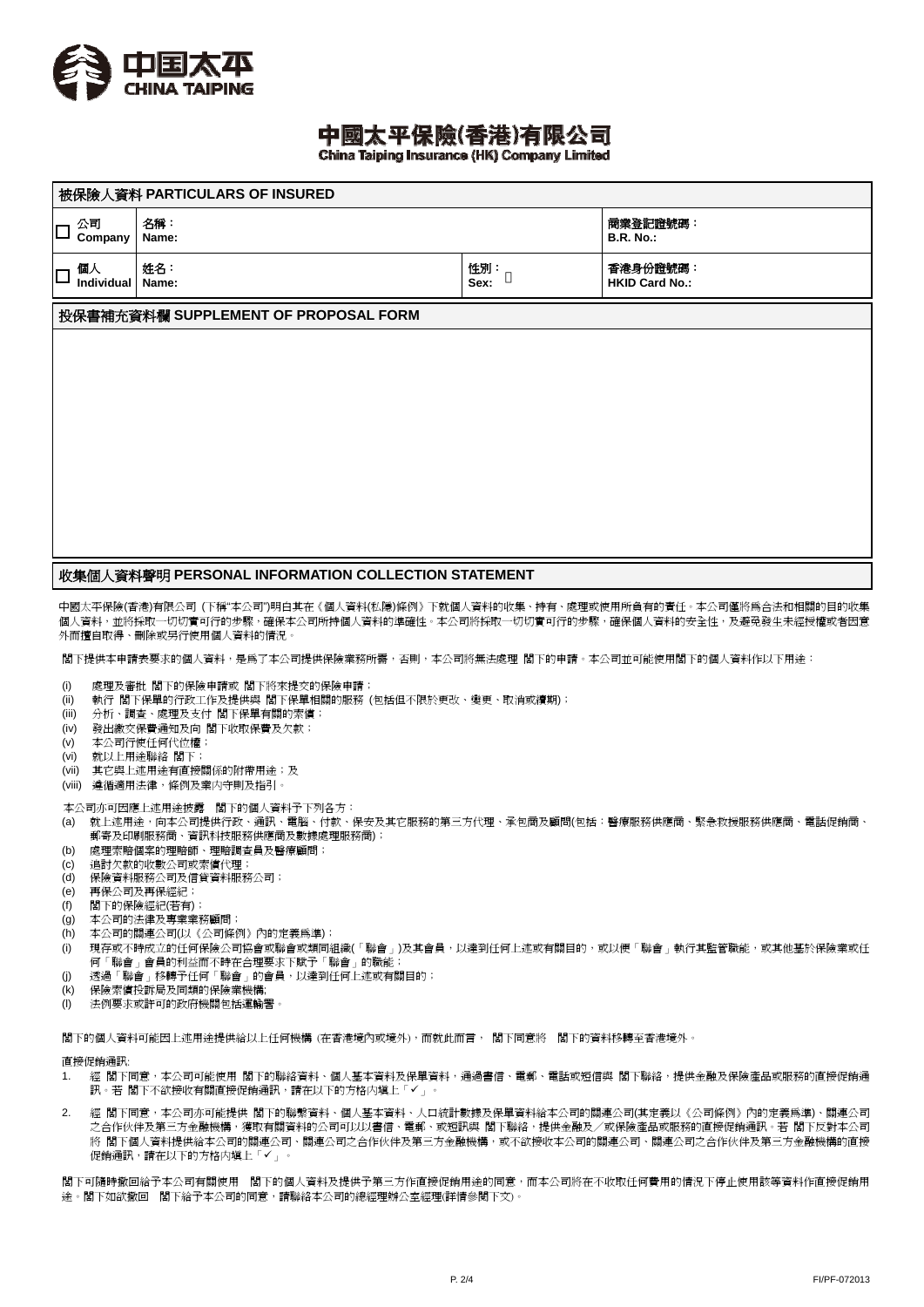中國太平 CHINA TAIPING

# 中國太平保險(香港)有限公司
China Taiping Insurance (HK) Company Limited

## 被保險人資料 PARTICULARS OF INSURED

| | | | |
|---|---|---|---|
| ☐ 公司 Company | 名稱：Name: | | 商業登記證號碼：B.R. No.: |
| ☐ 個人 Individual | 姓名：Name: | 性別：Sex: | 香港身份證號碼：HKID Card No.: |

## 投保書補充資料欄 SUPPLEMENT OF PROPOSAL FORM

## 收集個人資料聲明 PERSONAL INFORMATION COLLECTION STATEMENT

中國太平保險(香港)有限公司 (下稱"本公司")明白其在《個人資料(私隱)條例》下就個人資料的收集、持有、處理或使用所負有的責任。本公司僅將為合法和相關的目的收集個人資料，並將採取一切切實可行的步驟，確保本公司所持個人資料的準確性。本公司將採取一切切實可行的步驟，確保個人資料的安全性，及避免發生未經授權或者因意外而擅自取得、刪除或另行使用個人資料的情況。

閣下提供本申請表要求的個人資料，是為了本公司提供保險業務所需，否則，本公司將無法處理 閣下的申請。本公司並可能使用閣下的個人資料作以下用途：

(i) 處理及審批 閣下的保險申請或 閣下將來提交的保險申請；
(ii) 執行 閣下保單的行政工作及提供與 閣下保單相關的服務 (包括但不限於更改、變更、取消或續期)；
(iii) 分析、調查、處理及支付 閣下保單有關的索償；
(iv) 發出繳交保費通知及向 閣下收取保費及欠款；
(v) 本公司行使任何代位權；
(vi) 就以上用途聯絡 閣下；
(vii) 其它與上述用途有直接關係的附帶用途；及
(viii) 遵循適用法律，條例及業內守則及指引。

本公司亦可因應上述用途披露 閣下的個人資料予下列各方：

(a) 就上述用途，向本公司提供行政、通訊、電腦、付款、保安及其它服務的第三方代理、承包商及顧問(包括：醫療服務供應商、緊急救援服務供應商、電話促銷商、郵寄及印刷服務商、資訊科技服務供應商及數據處理服務商)；
(b) 處理索賠個案的理賠師、理賠調查員及醫療顧問；
(c) 追討欠款的收數公司或索償代理；
(d) 保險資料服務公司及信貸資料服務公司；
(e) 再保公司及再保經紀；
(f) 閣下的保險經紀(若有)；
(g) 本公司的法律及專業業務顧問；
(h) 本公司的關連公司(以《公司條例》內的定義為準)；
(i) 現存或不時成立的任何保險公司協會或聯會或類同組織(「聯會」)及其會員，以達到任何上述或有關目的，或以便「聯會」執行其監管職能，或其他基於保險業或任何「聯會」會員的利益而不時在合理要求下賦予「聯會」的職能；
(j) 透過「聯會」移轉予任何「聯會」的會員，以達到任何上述或有關目的；
(k) 保險索償投訴局及同類的保險業機構;
(l) 法例要求或許可的政府機關包括運輸署。

閣下的個人資料可能因上述用途提供給以上任何機構 (在香港境內或境外)，而就此而言， 閣下同意將 閣下的資料移轉至香港境外。

直接促銷通訊:

1. 經 閣下同意，本公司可能使用 閣下的聯絡資料、個人基本資料及保單資料，通過書信、電郵、電話或短信與 閣下聯絡，提供金融及保險產品或服務的直接促銷通訊。若 閣下不欲接收有關直接促銷通訊，請在以下的方格內填上「✓」。
2. 經 閣下同意，本公司亦可能提供 閣下的聯繫資料、個人基本資料、人口統計數據及保單資料給本公司的關連公司(其定義以《公司條例》內的定義為準)、關連公司之合作伙伴及第三方金融機構，獲取有關資料的公司可以以書信、電郵、或短訊與 閣下聯絡，提供金融及／或保險產品或服務的直接促銷通訊。若 閣下反對本公司將 閣下個人資料提供給本公司的關連公司、關連公司之合作伙伴及第三方金融機構，或不欲接收本公司的關連公司、關連公司之合作伙伴及第三方金融機構的直接促銷通訊，請在以下的方格內填上「✓」。

閣下可隨時撤回給予本公司有關使用 閣下的個人資料及提供予第三方作直接促銷用途的同意，而本公司將在不收取任何費用的情況下停止使用該等資料作直接促銷用途。閣下如欲撤回 閣下給予本公司的同意，請聯絡本公司的總經理辦公室經理(詳情參閱下文)。

FI/PF-072013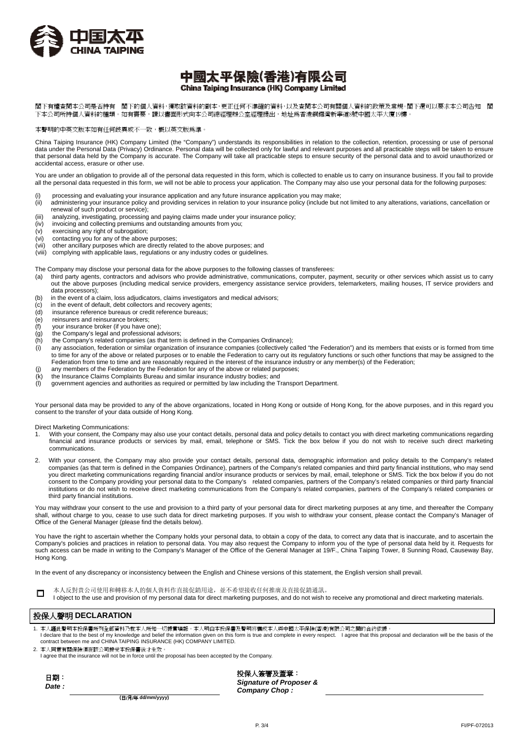# 中國太平保險(香港)有限公司

**China Taiping Insurance (HK) Company Limited**

閣下有權查閱本公司是否持有　閣下的個人資料，獲取該資料的副本，更正任何不準確的資料，以及查閱本公司有關個人資料的政策及常規。閣下還可以要求本公司告知　閣下本公司所持個人資料的種類。如有需要，請以書面形式向本公司總經理辦公室經理提出，地址為香港銅鑼灣新寧道8號中國太平大廈19樓。

本聲明的中英文版本如有任何歧異或不一致，概以英文版為準。

China Taiping Insurance (HK) Company Limited (the "Company") understands its responsibilities in relation to the collection, retention, processing or use of personal data under the Personal Data (Privacy) Ordinance. Personal data will be collected only for lawful and relevant purposes and all practicable steps will be taken to ensure that personal data held by the Company is accurate. The Company will take all practicable steps to ensure security of the personal data and to avoid unauthorized or accidental access, erasure or other use.

You are under an obligation to provide all of the personal data requested in this form, which is collected to enable us to carry on insurance business. If you fail to provide all the personal data requested in this form, we will not be able to process your application. The Company may also use your personal data for the following purposes:

(i) processing and evaluating your insurance application and any future insurance application you may make;
(ii) administering your insurance policy and providing services in relation to your insurance policy (include but not limited to any alterations, variations, cancellation or renewal of such product or service);
(iii) analyzing, investigating, processing and paying claims made under your insurance policy;
(iv) invoicing and collecting premiums and outstanding amounts from you;
(v) exercising any right of subrogation;
(vi) contacting you for any of the above purposes;
(vii) other ancillary purposes which are directly related to the above purposes; and
(viii) complying with applicable laws, regulations or any industry codes or guidelines.

The Company may disclose your personal data for the above purposes to the following classes of transferees:

(a) third party agents, contractors and advisors who provide administrative, communications, computer, payment, security or other services which assist us to carry out the above purposes (including medical service providers, emergency assistance service providers, telemarketers, mailing houses, IT service providers and data processors);
(b) in the event of a claim, loss adjudicators, claims investigators and medical advisors;
(c) in the event of default, debt collectors and recovery agents;
(d) insurance reference bureaus or credit reference bureaus;
(e) reinsurers and reinsurance brokers;
(f) your insurance broker (if you have one);
(g) the Company's legal and professional advisors;
(h) the Company's related companies (as that term is defined in the Companies Ordinance);
(i) any association, federation or similar organization of insurance companies (collectively called "the Federation") and its members that exists or is formed from time to time for any of the above or related purposes or to enable the Federation to carry out its regulatory functions or such other functions that may be assigned to the Federation from time to time and are reasonably required in the interest of the insurance industry or any member(s) of the Federation;
(j) any members of the Federation by the Federation for any of the above or related purposes;
(k) the Insurance Claims Complaints Bureau and similar insurance industry bodies; and
(l) government agencies and authorities as required or permitted by law including the Transport Department.

Your personal data may be provided to any of the above organizations, located in Hong Kong or outside of Hong Kong, for the above purposes, and in this regard you consent to the transfer of your data outside of Hong Kong.

Direct Marketing Communications:

1. With your consent, the Company may also use your contact details, personal data and policy details to contact you with direct marketing communications regarding financial and insurance products or services by mail, email, telephone or SMS. Tick the box below if you do not wish to receive such direct marketing communications.

2. With your consent, the Company may also provide your contact details, personal data, demographic information and policy details to the Company's related companies (as that term is defined in the Companies Ordinance), partners of the Company's related companies and third party financial institutions, who may send you direct marketing communications regarding financial and/or insurance products or services by mail, email, telephone or SMS. Tick the box below if you do not consent to the Company providing your personal data to the Company's related companies, partners of the Company's related companies or third party financial institutions or do not wish to receive direct marketing communications from the Company's related companies, partners of the Company's related companies or third party financial institutions.

You may withdraw your consent to the use and provision to a third party of your personal data for direct marketing purposes at any time, and thereafter the Company shall, without charge to you, cease to use such data for direct marketing purposes. If you wish to withdraw your consent, please contact the Company's Manager of Office of the General Manager (please find the details below).

You have the right to ascertain whether the Company holds your personal data, to obtain a copy of the data, to correct any data that is inaccurate, and to ascertain the Company's policies and practices in relation to personal data. You may also request the Company to inform you of the type of personal data held by it. Requests for such access can be made in writing to the Company's Manager of the Office of the General Manager at 19/F., China Taiping Tower, 8 Sunning Road, Causeway Bay, Hong Kong.

In the event of any discrepancy or inconsistency between the English and Chinese versions of this statement, the English version shall prevail.

☐ 本人反對貴公司使用和轉移本人的個人資料作直接促銷用途，並不希望接收任何推廣及直接促銷通訊。
I object to the use and provision of my personal data for direct marketing purposes, and do not wish to receive any promotional and direct marketing materials.

## 投保人聲明 DECLARATION

1. 本人謹此聲明本投保書所列全部資料乃就本人所知一切據實填報。本人明白本投保書及聲明將構成本人與中國太平保險(香港)有限公司之間的合約依據。
I declare that to the best of my knowledge and belief the information given on this form is true and complete in every respect. I agree that this proposal and declaration will be the basis of the contract between me and CHINA TAIPING INSURANCE (HK) COMPANY LIMITED.
2. 本人同意有關保險須在該公司接受本投保書後才生效。
I agree that the insurance will not be in force until the proposal has been accepted by the Company.

日期：
*Date :* ______________________
(日/月/年 dd/mm/yyyy)

投保人簽署及蓋章：
*Signature of Proposer & Company Chop :* ______________________

FI/PF-072013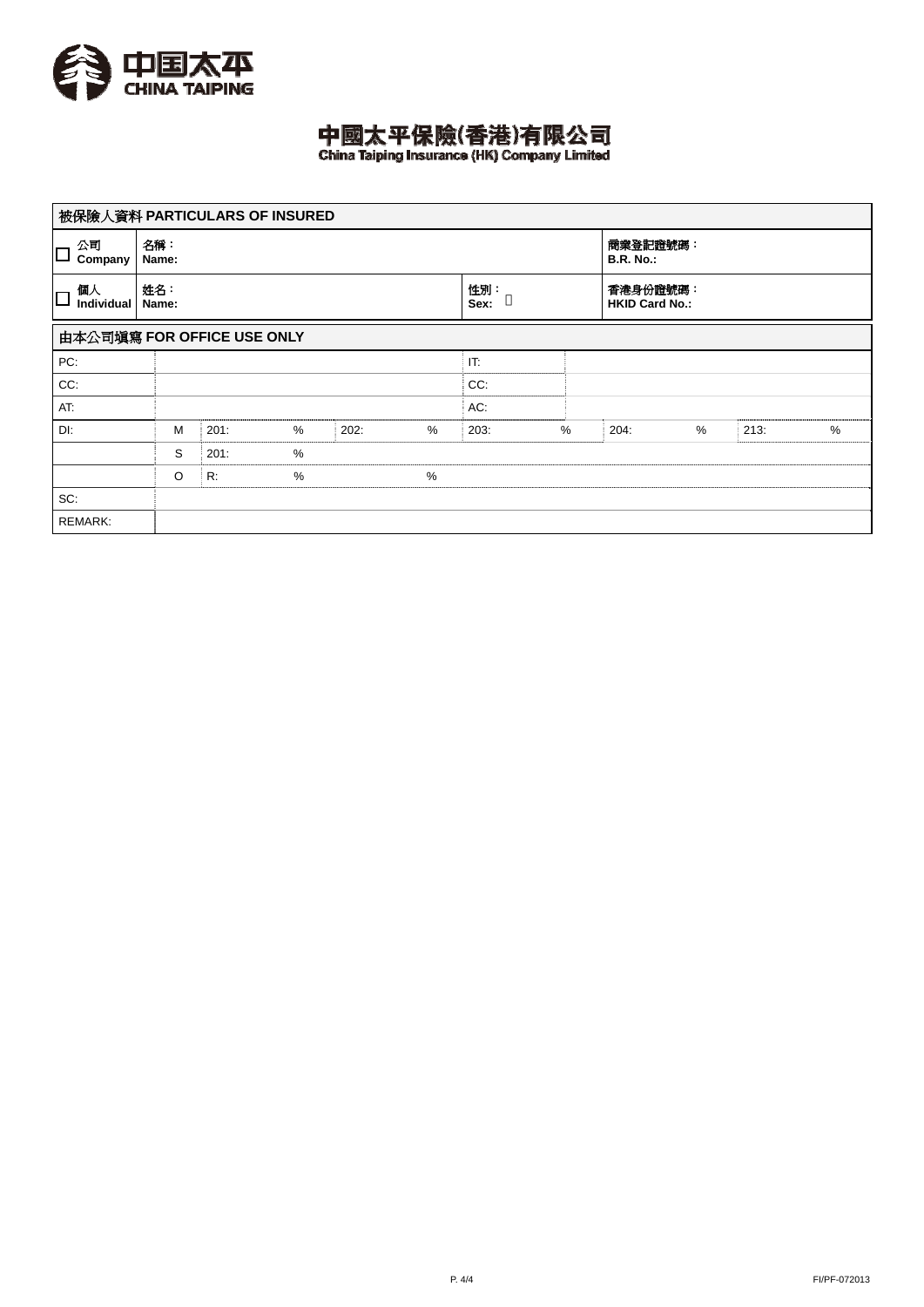中国太平
CHINA TAIPING

# 中國太平保險(香港)有限公司
China Taiping Insurance (HK) Company Limited

| 被保險人資料 PARTICULARS OF INSURED | | | |
|---|---|---|---|
| ☐ 公司 Company | 名稱：Name: | | 商業登記證號碼：B.R. No.: |
| ☐ 個人 Individual | 姓名：Name: | 性別：Sex: | 香港身份證號碼：HKID Card No.: |

| 由本公司填寫 FOR OFFICE USE ONLY | | | | | | | | | | | |
|---|---|---|---|---|---|---|---|---|---|---|---|
| PC: | | | | | | IT: | | | | | |
| CC: | | | | | | CC: | | | | | |
| AT: | | | | | | AC: | | | | | |
| DI: | M | 201: | % | 202: | % | 203: | % | 204: | % | 213: | % |
| | S | 201: | % | | | | | | | | |
| | O | R: | % | | % | | | | | | |
| SC: | | | | | | | | | | | |
| REMARK: | | | | | | | | | | | |

FI/PF-072013